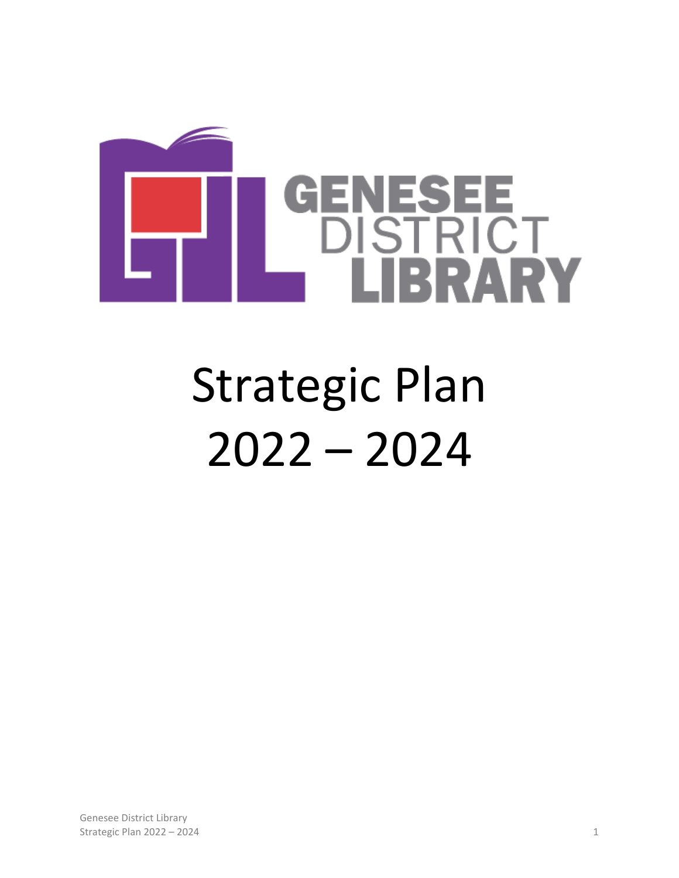GENESEE DISTRICT LIBRARY

# Strategic Plan 2022 – 2024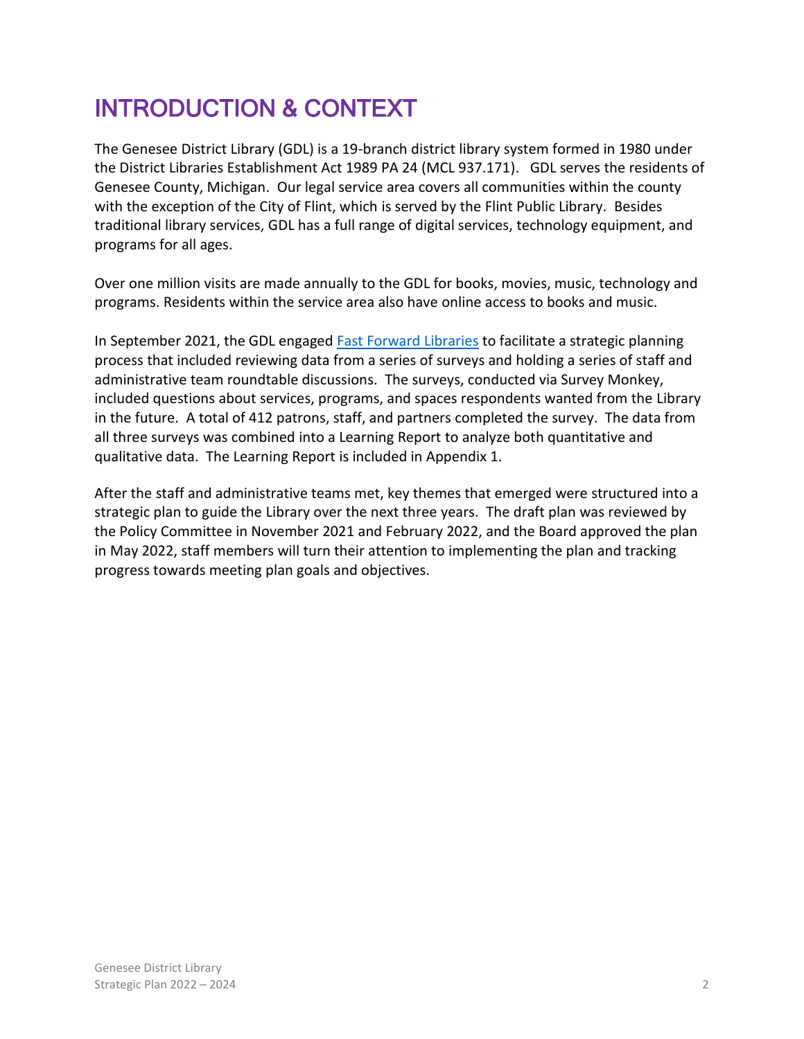# INTRODUCTION & CONTEXT

The Genesee District Library (GDL) is a 19-branch district library system formed in 1980 under the District Libraries Establishment Act 1989 PA 24 (MCL 937.171). GDL serves the residents of Genesee County, Michigan. Our legal service area covers all communities within the county with the exception of the City of Flint, which is served by the Flint Public Library. Besides traditional library services, GDL has a full range of digital services, technology equipment, and programs for all ages.

Over one million visits are made annually to the GDL for books, movies, music, technology and programs. Residents within the service area also have online access to books and music.

In September 2021, the GDL engaged [Fast Forward Libraries] to facilitate a strategic planning process that included reviewing data from a series of surveys and holding a series of staff and administrative team roundtable discussions. The surveys, conducted via Survey Monkey, included questions about services, programs, and spaces respondents wanted from the Library in the future. A total of 412 patrons, staff, and partners completed the survey. The data from all three surveys was combined into a Learning Report to analyze both quantitative and qualitative data. The Learning Report is included in Appendix 1.

After the staff and administrative teams met, key themes that emerged were structured into a strategic plan to guide the Library over the next three years. The draft plan was reviewed by the Policy Committee in November 2021 and February 2022, and the Board approved the plan in May 2022, staff members will turn their attention to implementing the plan and tracking progress towards meeting plan goals and objectives.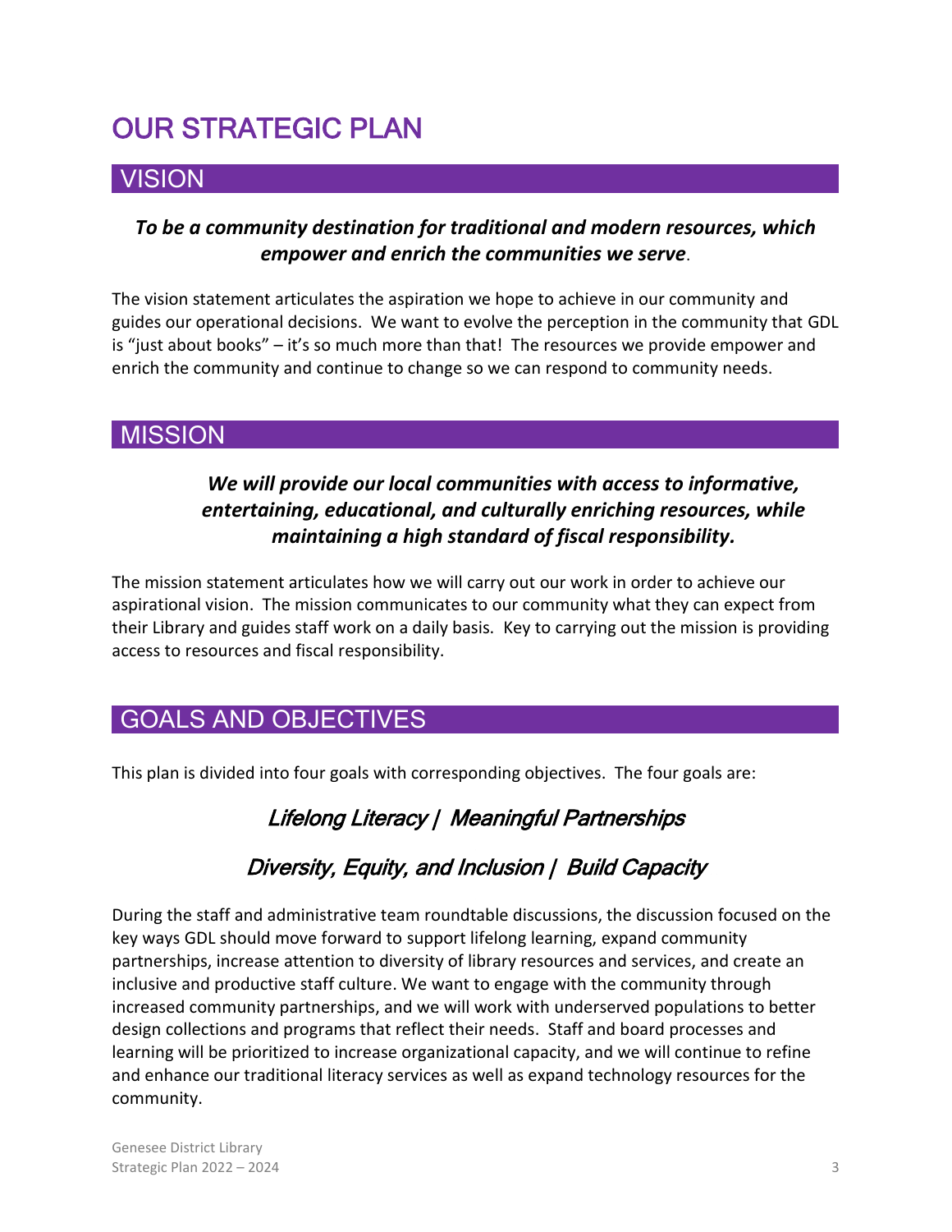# OUR STRATEGIC PLAN

## VISION

***To be a community destination for traditional and modern resources, which empower and enrich the communities we serve*.**

The vision statement articulates the aspiration we hope to achieve in our community and guides our operational decisions. We want to evolve the perception in the community that GDL is "just about books" – it's so much more than that! The resources we provide empower and enrich the community and continue to change so we can respond to community needs.

## MISSION

***We will provide our local communities with access to informative, entertaining, educational, and culturally enriching resources, while maintaining a high standard of fiscal responsibility.***

The mission statement articulates how we will carry out our work in order to achieve our aspirational vision. The mission communicates to our community what they can expect from their Library and guides staff work on a daily basis. Key to carrying out the mission is providing access to resources and fiscal responsibility.

## GOALS AND OBJECTIVES

This plan is divided into four goals with corresponding objectives. The four goals are:

*Lifelong Literacy | Meaningful Partnerships*

*Diversity, Equity, and Inclusion | Build Capacity*

During the staff and administrative team roundtable discussions, the discussion focused on the key ways GDL should move forward to support lifelong learning, expand community partnerships, increase attention to diversity of library resources and services, and create an inclusive and productive staff culture. We want to engage with the community through increased community partnerships, and we will work with underserved populations to better design collections and programs that reflect their needs. Staff and board processes and learning will be prioritized to increase organizational capacity, and we will continue to refine and enhance our traditional literacy services as well as expand technology resources for the community.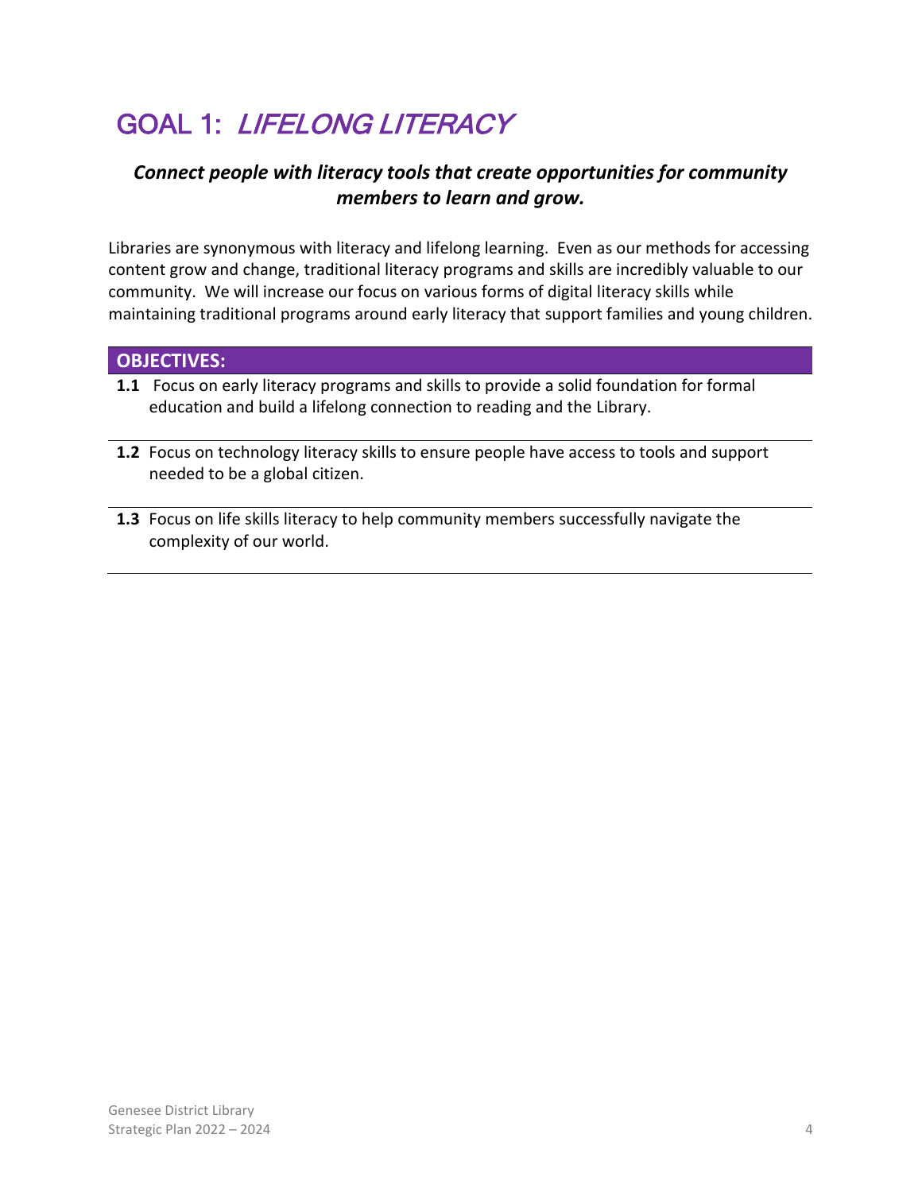# GOAL 1: *LIFELONG LITERACY*

***Connect people with literacy tools that create opportunities for community members to learn and grow.***

Libraries are synonymous with literacy and lifelong learning. Even as our methods for accessing content grow and change, traditional literacy programs and skills are incredibly valuable to our community. We will increase our focus on various forms of digital literacy skills while maintaining traditional programs around early literacy that support families and young children.

## OBJECTIVES:

**1.1** Focus on early literacy programs and skills to provide a solid foundation for formal education and build a lifelong connection to reading and the Library.

**1.2** Focus on technology literacy skills to ensure people have access to tools and support needed to be a global citizen.

**1.3** Focus on life skills literacy to help community members successfully navigate the complexity of our world.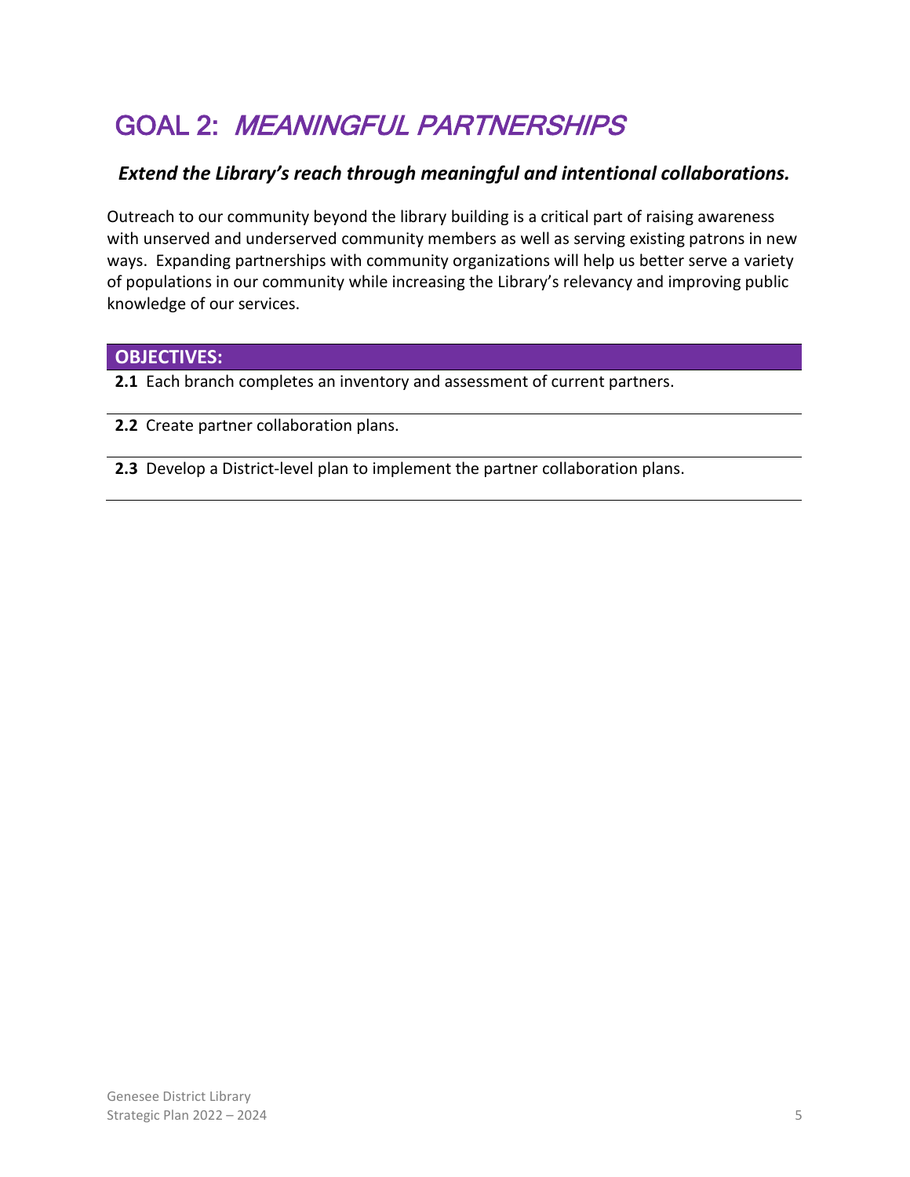# GOAL 2: *MEANINGFUL PARTNERSHIPS*

***Extend the Library's reach through meaningful and intentional collaborations.***

Outreach to our community beyond the library building is a critical part of raising awareness with unserved and underserved community members as well as serving existing patrons in new ways. Expanding partnerships with community organizations will help us better serve a variety of populations in our community while increasing the Library's relevancy and improving public knowledge of our services.

**OBJECTIVES:**

**2.1** Each branch completes an inventory and assessment of current partners.

**2.2** Create partner collaboration plans.

**2.3** Develop a District-level plan to implement the partner collaboration plans.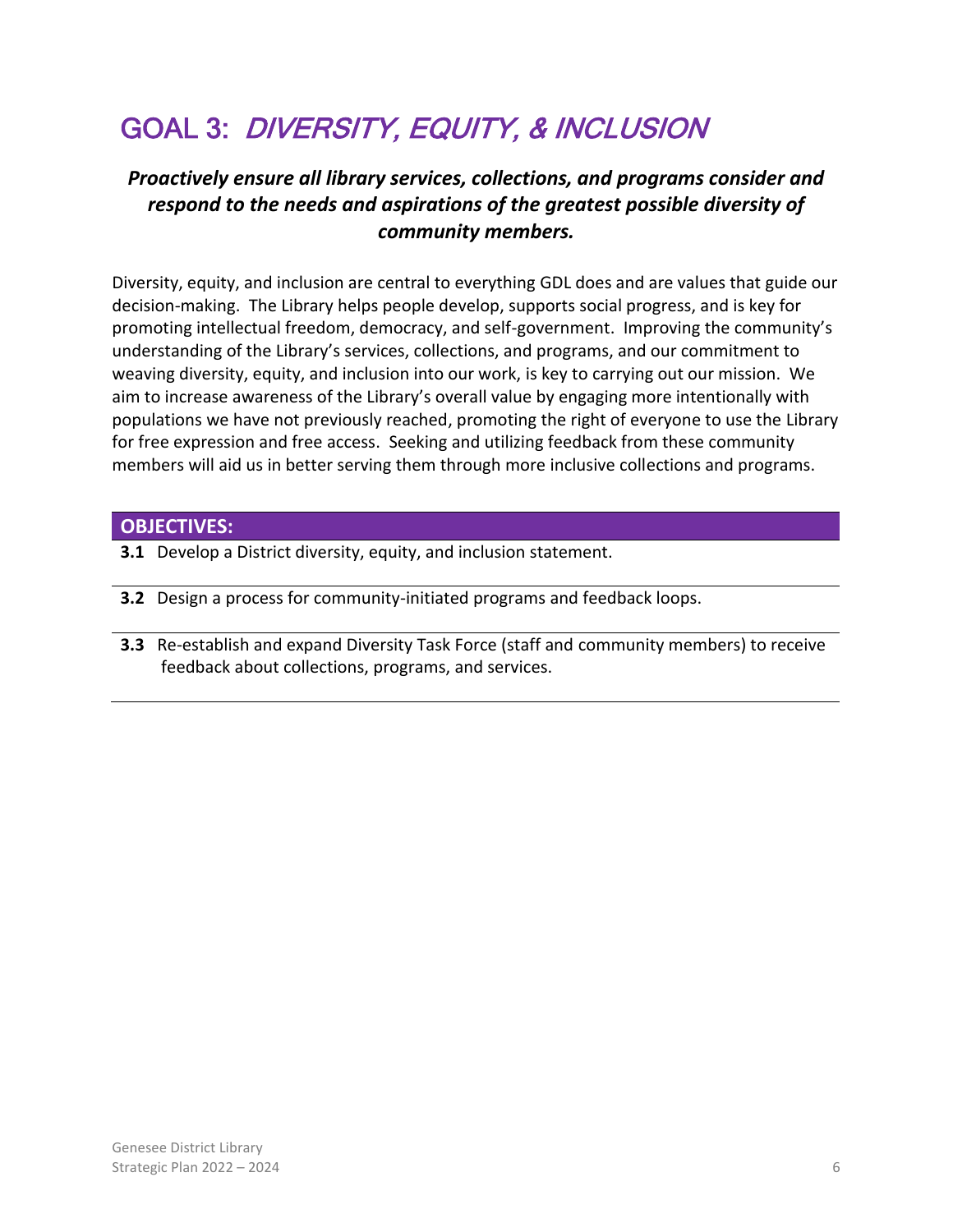# GOAL 3: *DIVERSITY, EQUITY, & INCLUSION*

***Proactively ensure all library services, collections, and programs consider and respond to the needs and aspirations of the greatest possible diversity of community members.***

Diversity, equity, and inclusion are central to everything GDL does and are values that guide our decision-making. The Library helps people develop, supports social progress, and is key for promoting intellectual freedom, democracy, and self-government. Improving the community's understanding of the Library's services, collections, and programs, and our commitment to weaving diversity, equity, and inclusion into our work, is key to carrying out our mission. We aim to increase awareness of the Library's overall value by engaging more intentionally with populations we have not previously reached, promoting the right of everyone to use the Library for free expression and free access. Seeking and utilizing feedback from these community members will aid us in better serving them through more inclusive collections and programs.

## OBJECTIVES:

**3.1** Develop a District diversity, equity, and inclusion statement.

**3.2** Design a process for community-initiated programs and feedback loops.

**3.3** Re-establish and expand Diversity Task Force (staff and community members) to receive feedback about collections, programs, and services.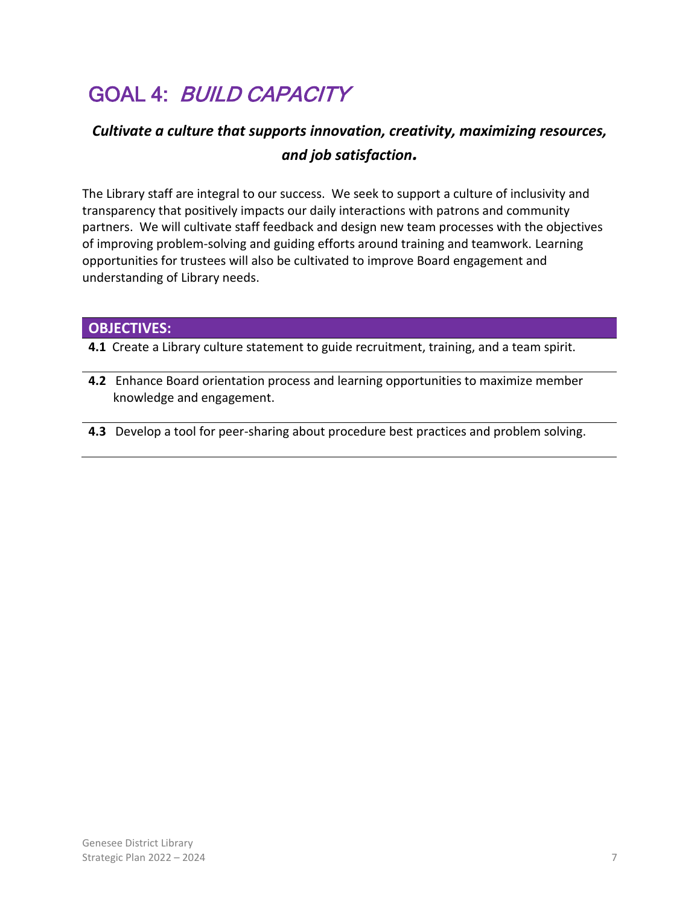# GOAL 4: *BUILD CAPACITY*

***Cultivate a culture that supports innovation, creativity, maximizing resources, and job satisfaction.***

The Library staff are integral to our success. We seek to support a culture of inclusivity and transparency that positively impacts our daily interactions with patrons and community partners. We will cultivate staff feedback and design new team processes with the objectives of improving problem-solving and guiding efforts around training and teamwork. Learning opportunities for trustees will also be cultivated to improve Board engagement and understanding of Library needs.

**OBJECTIVES:**

**4.1** Create a Library culture statement to guide recruitment, training, and a team spirit.

**4.2** Enhance Board orientation process and learning opportunities to maximize member knowledge and engagement.

**4.3** Develop a tool for peer-sharing about procedure best practices and problem solving.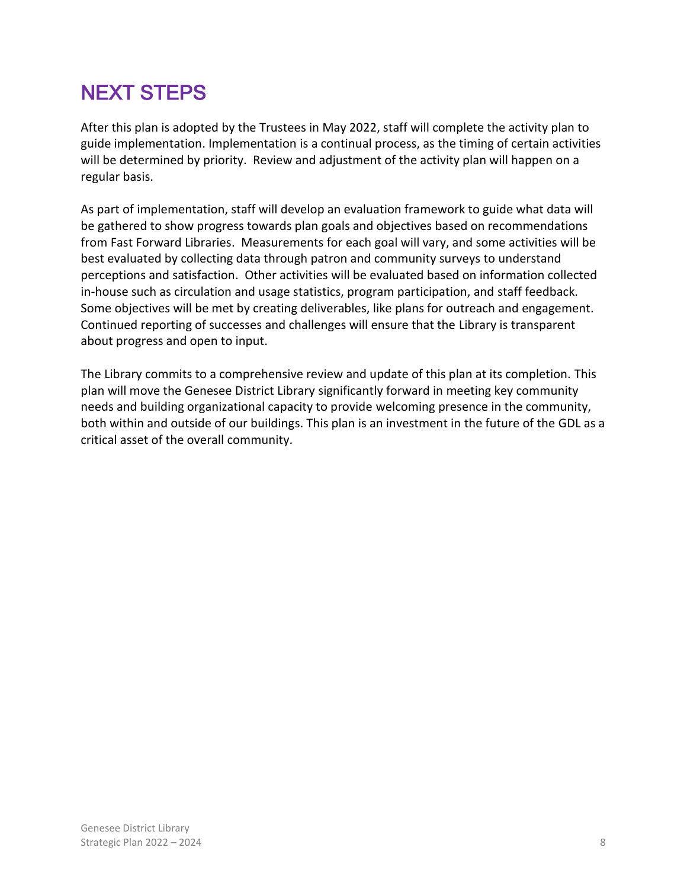# NEXT STEPS

After this plan is adopted by the Trustees in May 2022, staff will complete the activity plan to guide implementation. Implementation is a continual process, as the timing of certain activities will be determined by priority. Review and adjustment of the activity plan will happen on a regular basis.

As part of implementation, staff will develop an evaluation framework to guide what data will be gathered to show progress towards plan goals and objectives based on recommendations from Fast Forward Libraries. Measurements for each goal will vary, and some activities will be best evaluated by collecting data through patron and community surveys to understand perceptions and satisfaction. Other activities will be evaluated based on information collected in-house such as circulation and usage statistics, program participation, and staff feedback. Some objectives will be met by creating deliverables, like plans for outreach and engagement. Continued reporting of successes and challenges will ensure that the Library is transparent about progress and open to input.

The Library commits to a comprehensive review and update of this plan at its completion. This plan will move the Genesee District Library significantly forward in meeting key community needs and building organizational capacity to provide welcoming presence in the community, both within and outside of our buildings. This plan is an investment in the future of the GDL as a critical asset of the overall community.